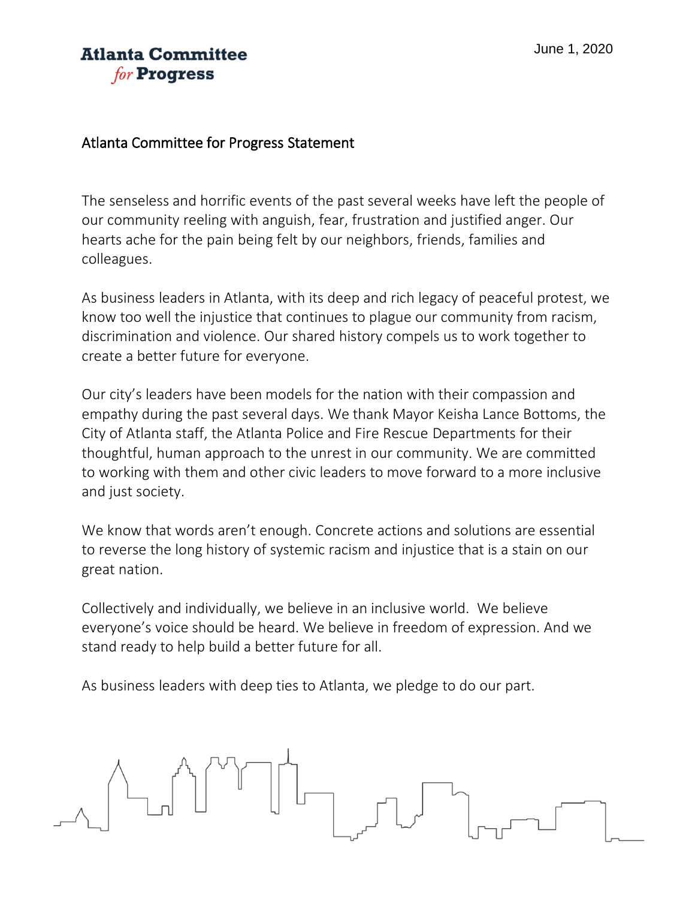**Atlanta Committee**
*for* **Progress**

June 1, 2020

## Atlanta Committee for Progress Statement

The senseless and horrific events of the past several weeks have left the people of our community reeling with anguish, fear, frustration and justified anger. Our hearts ache for the pain being felt by our neighbors, friends, families and colleagues.

As business leaders in Atlanta, with its deep and rich legacy of peaceful protest, we know too well the injustice that continues to plague our community from racism, discrimination and violence. Our shared history compels us to work together to create a better future for everyone.

Our city's leaders have been models for the nation with their compassion and empathy during the past several days. We thank Mayor Keisha Lance Bottoms, the City of Atlanta staff, the Atlanta Police and Fire Rescue Departments for their thoughtful, human approach to the unrest in our community. We are committed to working with them and other civic leaders to move forward to a more inclusive and just society.

We know that words aren't enough. Concrete actions and solutions are essential to reverse the long history of systemic racism and injustice that is a stain on our great nation.

Collectively and individually, we believe in an inclusive world. We believe everyone's voice should be heard. We believe in freedom of expression. And we stand ready to help build a better future for all.

As business leaders with deep ties to Atlanta, we pledge to do our part.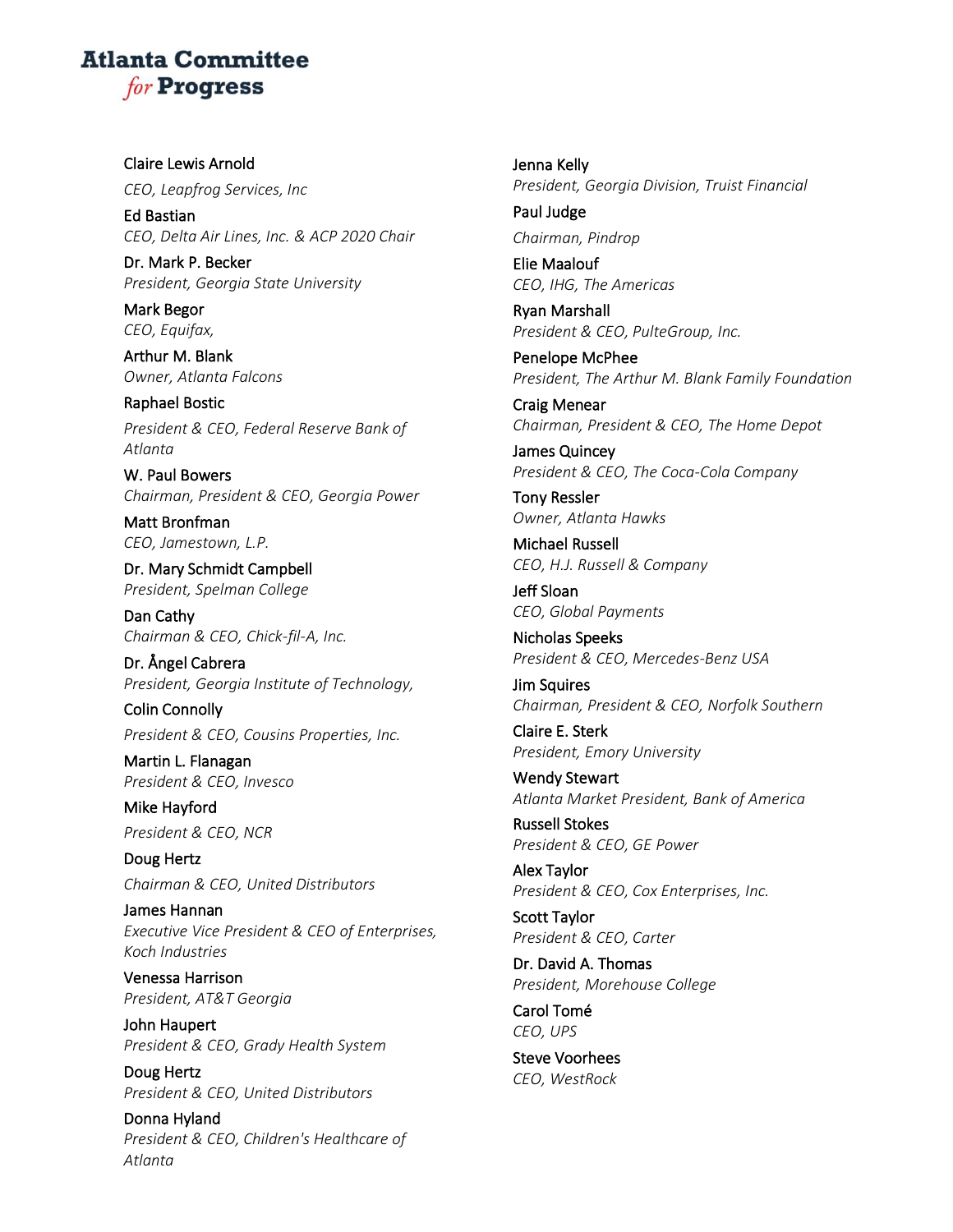# Atlanta Committee *for* Progress

Claire Lewis Arnold
*CEO, Leapfrog Services, Inc*

Ed Bastian
*CEO, Delta Air Lines, Inc. & ACP 2020 Chair*

Dr. Mark P. Becker
*President, Georgia State University*

Mark Begor
*CEO, Equifax,*

Arthur M. Blank
*Owner, Atlanta Falcons*

Raphael Bostic
*President & CEO, Federal Reserve Bank of Atlanta*

W. Paul Bowers
*Chairman, President & CEO, Georgia Power*

Matt Bronfman
*CEO, Jamestown, L.P.*

Dr. Mary Schmidt Campbell
*President, Spelman College*

Dan Cathy
*Chairman & CEO, Chick-fil-A, Inc.*

Dr. Ångel Cabrera
*President, Georgia Institute of Technology,*

Colin Connolly
*President & CEO, Cousins Properties, Inc.*

Martin L. Flanagan
*President & CEO, Invesco*

Mike Hayford
*President & CEO, NCR*

Doug Hertz
*Chairman & CEO, United Distributors*

James Hannan
*Executive Vice President & CEO of Enterprises, Koch Industries*

Venessa Harrison
*President, AT&T Georgia*

John Haupert
*President & CEO, Grady Health System*

Doug Hertz
*President & CEO, United Distributors*

Donna Hyland
*President & CEO, Children's Healthcare of Atlanta*

Jenna Kelly
*President, Georgia Division, Truist Financial*

Paul Judge
*Chairman, Pindrop*

Elie Maalouf
*CEO, IHG, The Americas*

Ryan Marshall
*President & CEO, PulteGroup, Inc.*

Penelope McPhee
*President, The Arthur M. Blank Family Foundation*

Craig Menear
*Chairman, President & CEO, The Home Depot*

James Quincey
*President & CEO, The Coca-Cola Company*

Tony Ressler
*Owner, Atlanta Hawks*

Michael Russell
*CEO, H.J. Russell & Company*

Jeff Sloan
*CEO, Global Payments*

Nicholas Speeks
*President & CEO, Mercedes-Benz USA*

Jim Squires
*Chairman, President & CEO, Norfolk Southern*

Claire E. Sterk
*President, Emory University*

Wendy Stewart
*Atlanta Market President, Bank of America*

Russell Stokes
*President & CEO, GE Power*

Alex Taylor
*President & CEO, Cox Enterprises, Inc.*

Scott Taylor
*President & CEO, Carter*

Dr. David A. Thomas
*President, Morehouse College*

Carol Tomé
*CEO, UPS*

Steve Voorhees
*CEO, WestRock*